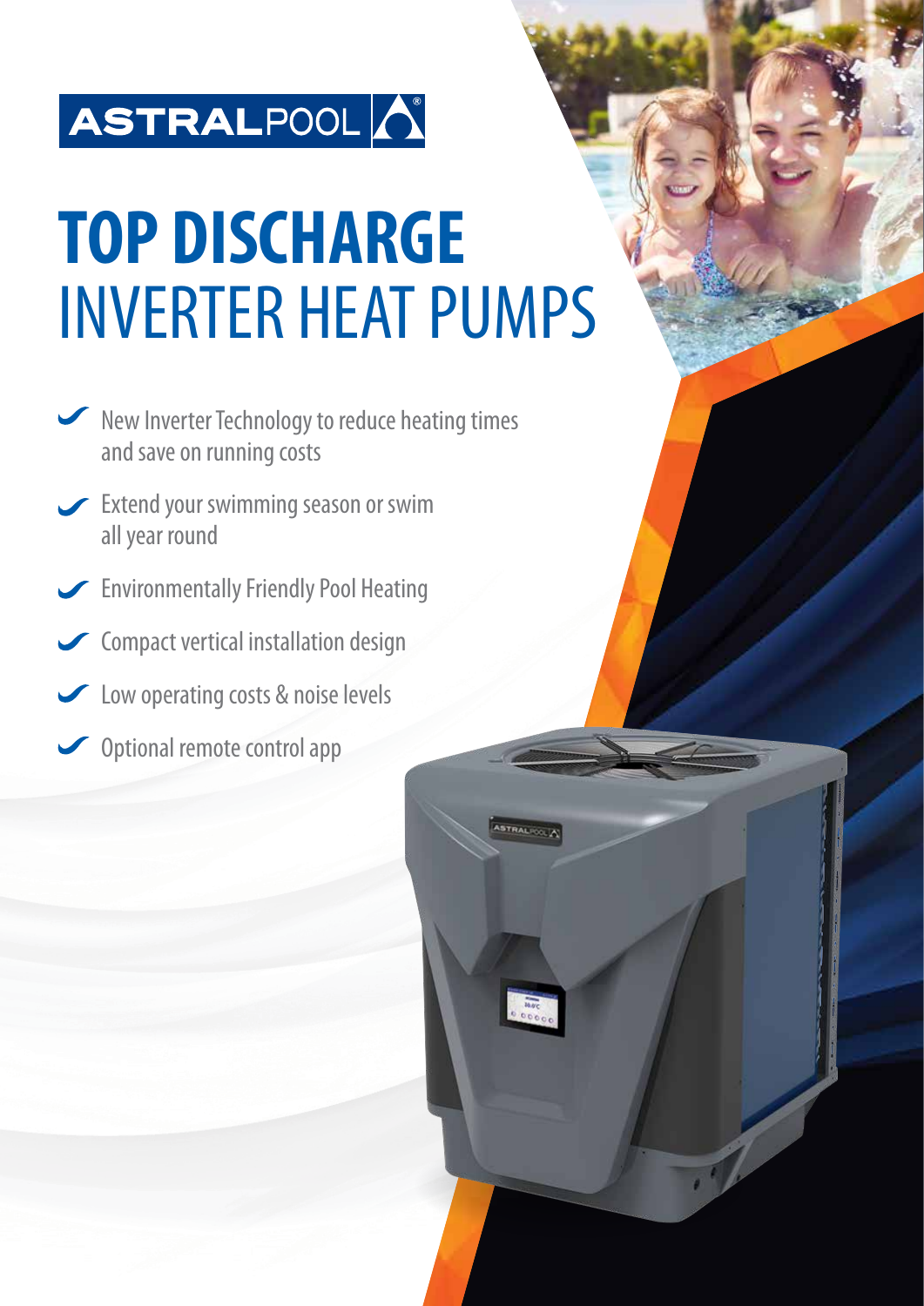ASTRALPOOL

# TOP DISCHARGE INVERTER HEAT PUMPS

- New Inverter Technology to reduce heating times and save on running costs
- Extend your swimming season or swim all year round
- Environmentally Friendly Pool Heating
- Compact vertical installation design
- Low operating costs & noise levels
- Optional remote control app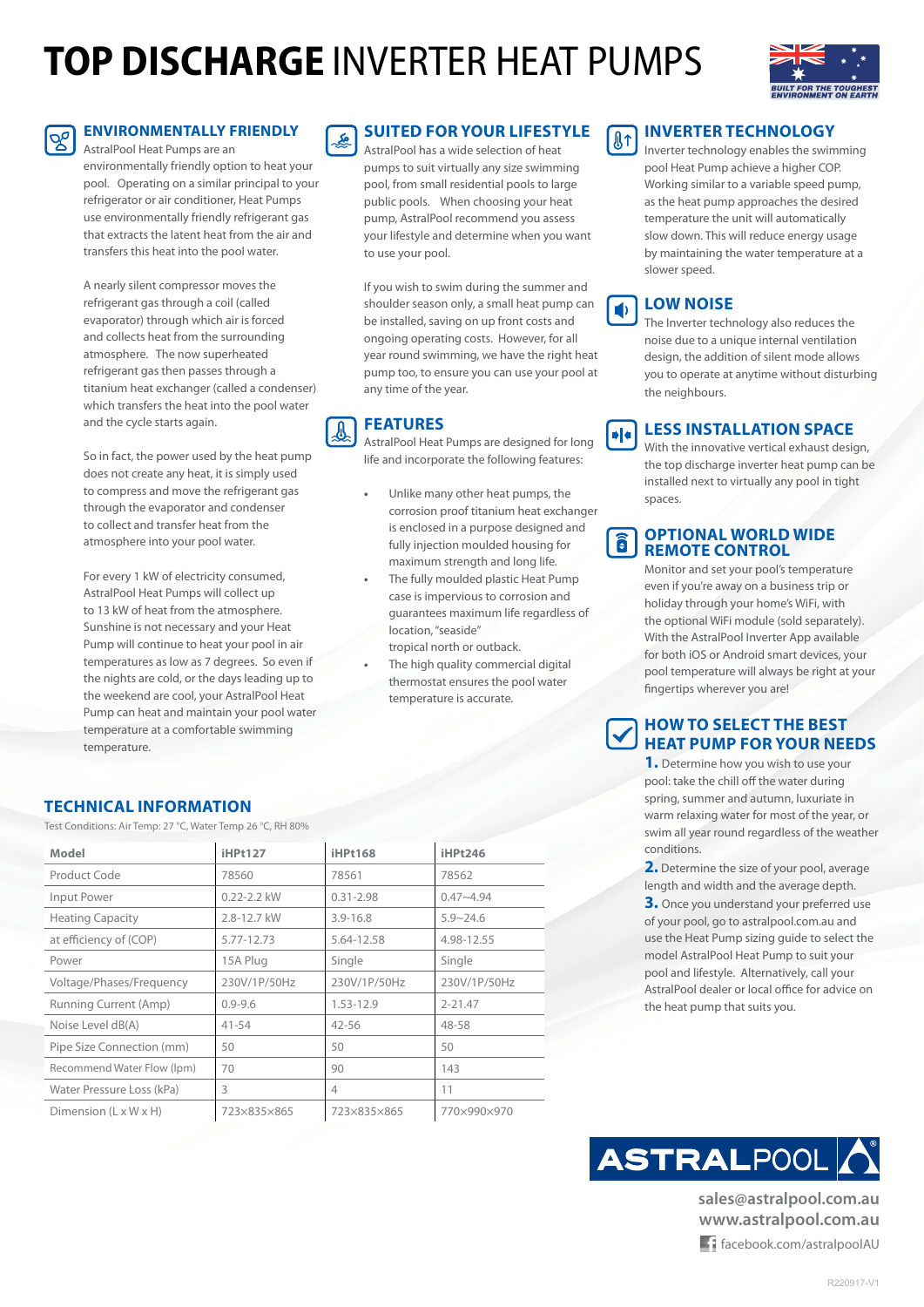# TOP DISCHARGE INVERTER HEAT PUMPS

BUILT FOR THE TOUGHEST ENVIRONMENT ON EARTH

## ENVIRONMENTALLY FRIENDLY

AstralPool Heat Pumps are an environmentally friendly option to heat your pool. Operating on a similar principal to your refrigerator or air conditioner, Heat Pumps use environmentally friendly refrigerant gas that extracts the latent heat from the air and transfers this heat into the pool water.

A nearly silent compressor moves the refrigerant gas through a coil (called evaporator) through which air is forced and collects heat from the surrounding atmosphere. The now superheated refrigerant gas then passes through a titanium heat exchanger (called a condenser) which transfers the heat into the pool water and the cycle starts again.

So in fact, the power used by the heat pump does not create any heat, it is simply used to compress and move the refrigerant gas through the evaporator and condenser to collect and transfer heat from the atmosphere into your pool water.

For every 1 kW of electricity consumed, AstralPool Heat Pumps will collect up to 13 kW of heat from the atmosphere. Sunshine is not necessary and your Heat Pump will continue to heat your pool in air temperatures as low as 7 degrees. So even if the nights are cold, or the days leading up to the weekend are cool, your AstralPool Heat Pump can heat and maintain your pool water temperature at a comfortable swimming temperature.

## SUITED FOR YOUR LIFESTYLE

AstralPool has a wide selection of heat pumps to suit virtually any size swimming pool, from small residential pools to large public pools. When choosing your heat pump, AstralPool recommend you assess your lifestyle and determine when you want to use your pool.

If you wish to swim during the summer and shoulder season only, a small heat pump can be installed, saving on up front costs and ongoing operating costs. However, for all year round swimming, we have the right heat pump too, to ensure you can use your pool at any time of the year.

## FEATURES

AstralPool Heat Pumps are designed for long life and incorporate the following features:

- Unlike many other heat pumps, the corrosion proof titanium heat exchanger is enclosed in a purpose designed and fully injection moulded housing for maximum strength and long life.
- The fully moulded plastic Heat Pump case is impervious to corrosion and guarantees maximum life regardless of location, "seaside" tropical north or outback.
- The high quality commercial digital thermostat ensures the pool water temperature is accurate.

## INVERTER TECHNOLOGY

Inverter technology enables the swimming pool Heat Pump achieve a higher COP. Working similar to a variable speed pump, as the heat pump approaches the desired temperature the unit will automatically slow down. This will reduce energy usage by maintaining the water temperature at a slower speed.

## LOW NOISE

The Inverter technology also reduces the noise due to a unique internal ventilation design, the addition of silent mode allows you to operate at anytime without disturbing the neighbours.

## LESS INSTALLATION SPACE

With the innovative vertical exhaust design, the top discharge inverter heat pump can be installed next to virtually any pool in tight spaces.

## OPTIONAL WORLD WIDE REMOTE CONTROL

Monitor and set your pool's temperature even if you're away on a business trip or holiday through your home's WiFi, with the optional WiFi module (sold separately). With the AstralPool Inverter App available for both iOS or Android smart devices, your pool temperature will always be right at your fingertips wherever you are!

## HOW TO SELECT THE BEST HEAT PUMP FOR YOUR NEEDS

**1.** Determine how you wish to use your pool: take the chill off the water during spring, summer and autumn, luxuriate in warm relaxing water for most of the year, or swim all year round regardless of the weather conditions.

**2.** Determine the size of your pool, average length and width and the average depth.

**3.** Once you understand your preferred use of your pool, go to astralpool.com.au and use the Heat Pump sizing guide to select the model AstralPool Heat Pump to suit your pool and lifestyle. Alternatively, call your AstralPool dealer or local office for advice on the heat pump that suits you.

## TECHNICAL INFORMATION

Test Conditions: Air Temp: 27 °C, Water Temp 26 °C, RH 80%

| Model | iHPt127 | iHPt168 | iHPt246 |
|---|---|---|---|
| Product Code | 78560 | 78561 | 78562 |
| Input Power | 0.22-2.2 kW | 0.31-2.98 | 0.47~4.94 |
| Heating Capacity | 2.8-12.7 kW | 3.9-16.8 | 5.9~24.6 |
| at efficiency of (COP) | 5.77-12.73 | 5.64-12.58 | 4.98-12.55 |
| Power | 15A Plug | Single | Single |
| Voltage/Phases/Frequency | 230V/1P/50Hz | 230V/1P/50Hz | 230V/1P/50Hz |
| Running Current (Amp) | 0.9-9.6 | 1.53-12.9 | 2-21.47 |
| Noise Level dB(A) | 41-54 | 42-56 | 48-58 |
| Pipe Size Connection (mm) | 50 | 50 | 50 |
| Recommend Water Flow (lpm) | 70 | 90 | 143 |
| Water Pressure Loss (kPa) | 3 | 4 | 11 |
| Dimension (L x W x H) | 723×835×865 | 723×835×865 | 770×990×970 |

ASTRALPOOL

sales@astralpool.com.au
www.astralpool.com.au
facebook.com/astralpoolAU

R220917-V1